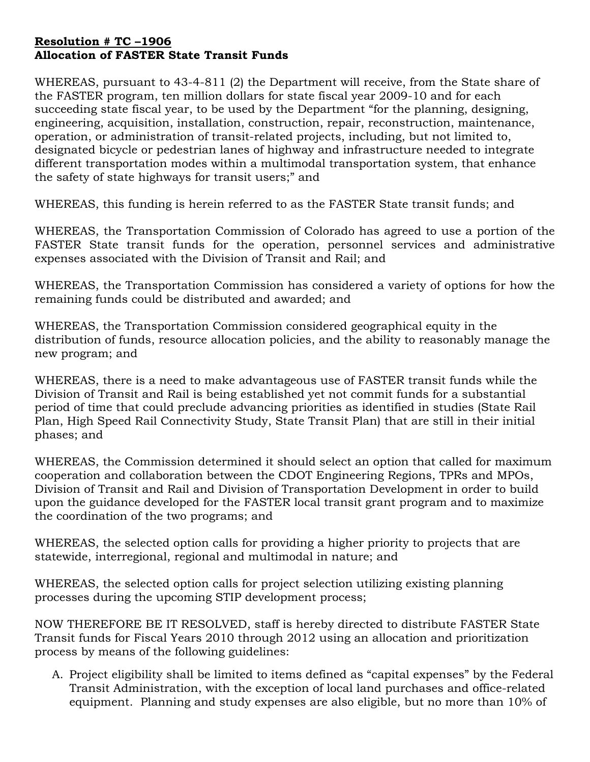**Resolution # TC –1906**
**Allocation of FASTER State Transit Funds**

WHEREAS, pursuant to 43-4-811 (2) the Department will receive, from the State share of the FASTER program, ten million dollars for state fiscal year 2009-10 and for each succeeding state fiscal year, to be used by the Department "for the planning, designing, engineering, acquisition, installation, construction, repair, reconstruction, maintenance, operation, or administration of transit-related projects, including, but not limited to, designated bicycle or pedestrian lanes of highway and infrastructure needed to integrate different transportation modes within a multimodal transportation system, that enhance the safety of state highways for transit users;" and

WHEREAS, this funding is herein referred to as the FASTER State transit funds; and

WHEREAS, the Transportation Commission of Colorado has agreed to use a portion of the FASTER State transit funds for the operation, personnel services and administrative expenses associated with the Division of Transit and Rail; and

WHEREAS, the Transportation Commission has considered a variety of options for how the remaining funds could be distributed and awarded; and

WHEREAS, the Transportation Commission considered geographical equity in the distribution of funds, resource allocation policies, and the ability to reasonably manage the new program; and

WHEREAS, there is a need to make advantageous use of FASTER transit funds while the Division of Transit and Rail is being established yet not commit funds for a substantial period of time that could preclude advancing priorities as identified in studies (State Rail Plan, High Speed Rail Connectivity Study, State Transit Plan) that are still in their initial phases; and

WHEREAS, the Commission determined it should select an option that called for maximum cooperation and collaboration between the CDOT Engineering Regions, TPRs and MPOs, Division of Transit and Rail and Division of Transportation Development in order to build upon the guidance developed for the FASTER local transit grant program and to maximize the coordination of the two programs; and

WHEREAS, the selected option calls for providing a higher priority to projects that are statewide, interregional, regional and multimodal in nature; and

WHEREAS, the selected option calls for project selection utilizing existing planning processes during the upcoming STIP development process;

NOW THEREFORE BE IT RESOLVED, staff is hereby directed to distribute FASTER State Transit funds for Fiscal Years 2010 through 2012 using an allocation and prioritization process by means of the following guidelines:

A. Project eligibility shall be limited to items defined as "capital expenses" by the Federal Transit Administration, with the exception of local land purchases and office-related equipment. Planning and study expenses are also eligible, but no more than 10% of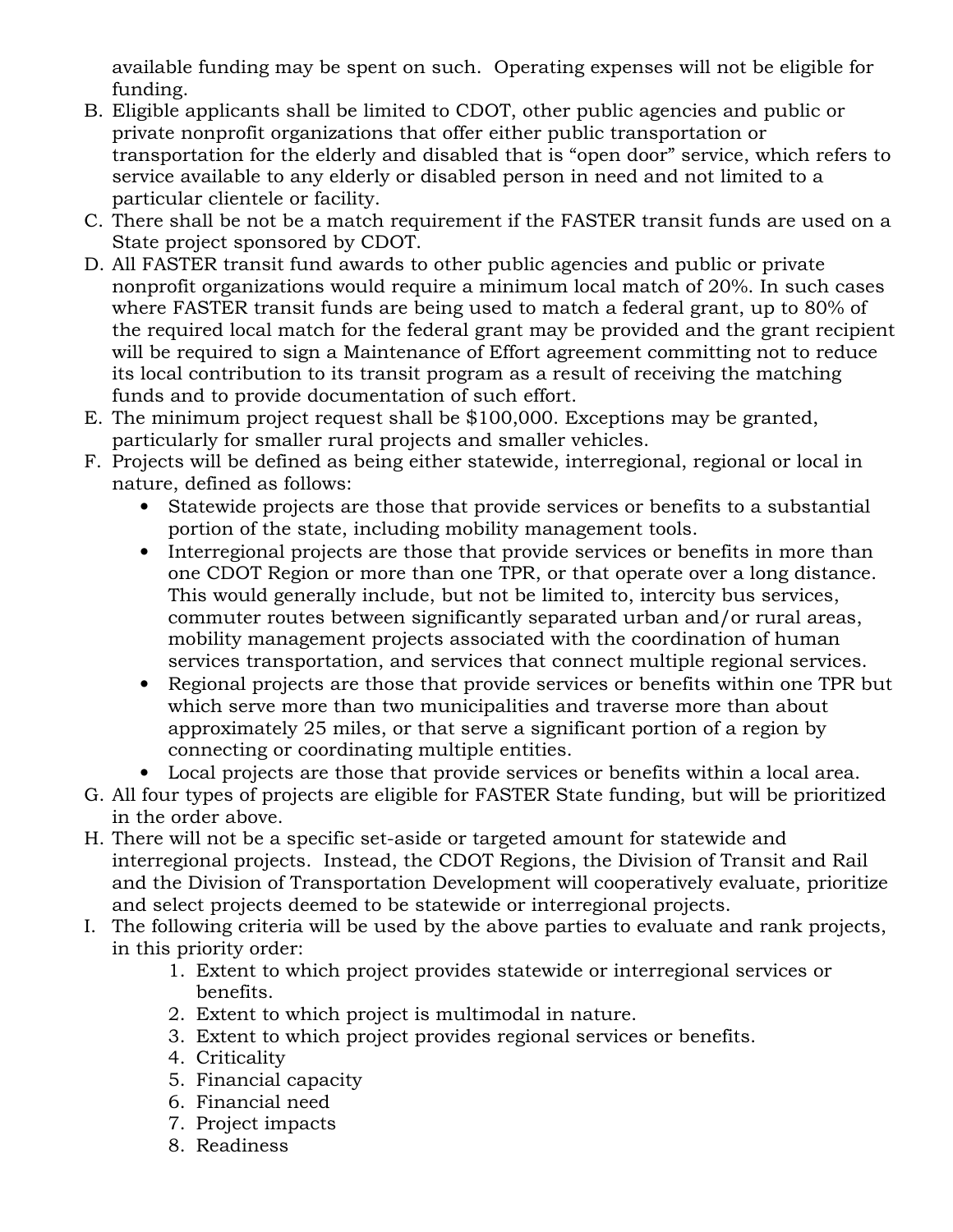available funding may be spent on such. Operating expenses will not be eligible for funding.

B. Eligible applicants shall be limited to CDOT, other public agencies and public or private nonprofit organizations that offer either public transportation or transportation for the elderly and disabled that is "open door" service, which refers to service available to any elderly or disabled person in need and not limited to a particular clientele or facility.
C. There shall be not be a match requirement if the FASTER transit funds are used on a State project sponsored by CDOT.
D. All FASTER transit fund awards to other public agencies and public or private nonprofit organizations would require a minimum local match of 20%. In such cases where FASTER transit funds are being used to match a federal grant, up to 80% of the required local match for the federal grant may be provided and the grant recipient will be required to sign a Maintenance of Effort agreement committing not to reduce its local contribution to its transit program as a result of receiving the matching funds and to provide documentation of such effort.
E. The minimum project request shall be $100,000. Exceptions may be granted, particularly for smaller rural projects and smaller vehicles.
F. Projects will be defined as being either statewide, interregional, regional or local in nature, defined as follows:
   - Statewide projects are those that provide services or benefits to a substantial portion of the state, including mobility management tools.
   - Interregional projects are those that provide services or benefits in more than one CDOT Region or more than one TPR, or that operate over a long distance. This would generally include, but not be limited to, intercity bus services, commuter routes between significantly separated urban and/or rural areas, mobility management projects associated with the coordination of human services transportation, and services that connect multiple regional services.
   - Regional projects are those that provide services or benefits within one TPR but which serve more than two municipalities and traverse more than about approximately 25 miles, or that serve a significant portion of a region by connecting or coordinating multiple entities.
   - Local projects are those that provide services or benefits within a local area.
G. All four types of projects are eligible for FASTER State funding, but will be prioritized in the order above.
H. There will not be a specific set-aside or targeted amount for statewide and interregional projects. Instead, the CDOT Regions, the Division of Transit and Rail and the Division of Transportation Development will cooperatively evaluate, prioritize and select projects deemed to be statewide or interregional projects.
I. The following criteria will be used by the above parties to evaluate and rank projects, in this priority order:
   1. Extent to which project provides statewide or interregional services or benefits.
   2. Extent to which project is multimodal in nature.
   3. Extent to which project provides regional services or benefits.
   4. Criticality
   5. Financial capacity
   6. Financial need
   7. Project impacts
   8. Readiness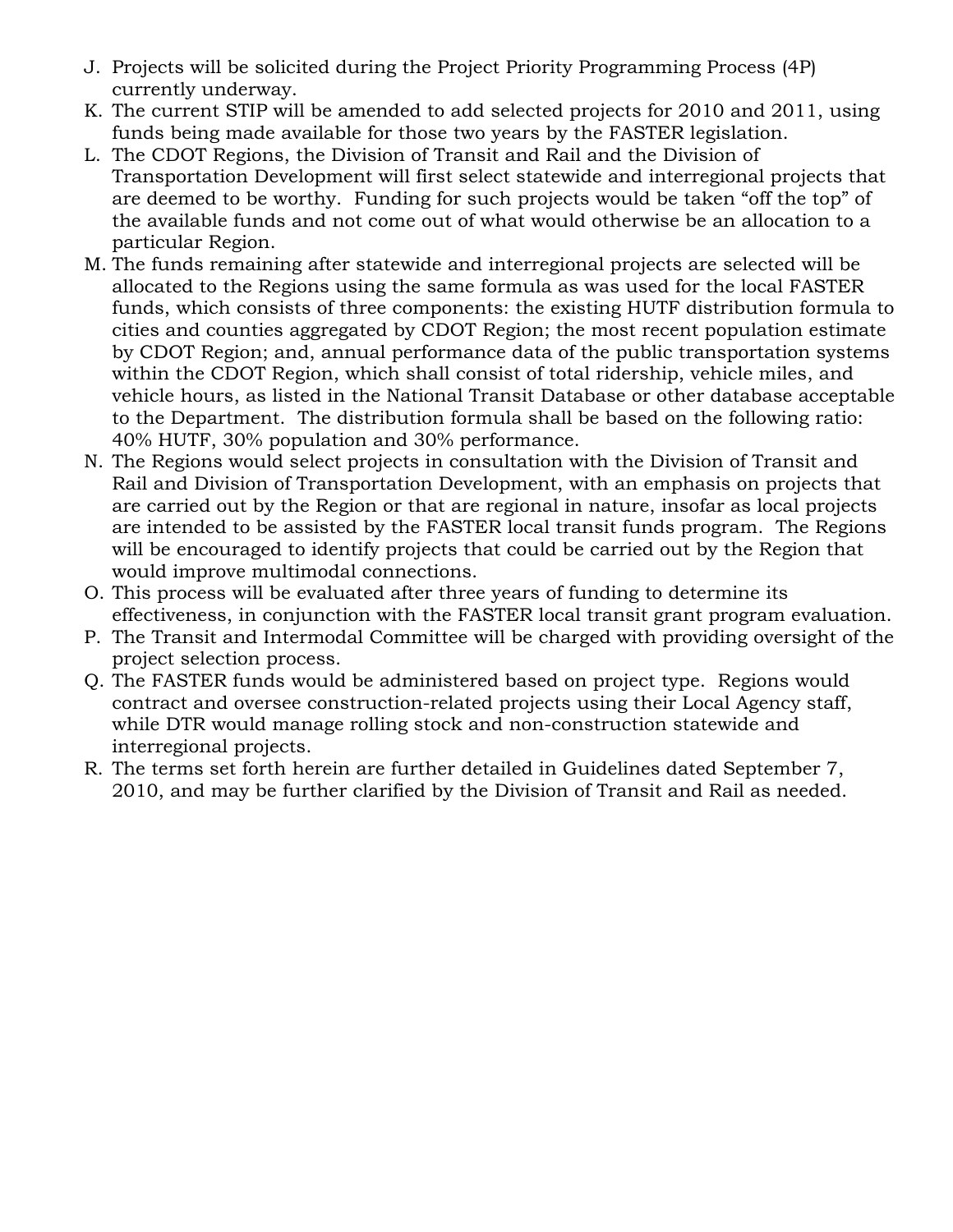J. Projects will be solicited during the Project Priority Programming Process (4P) currently underway.

K. The current STIP will be amended to add selected projects for 2010 and 2011, using funds being made available for those two years by the FASTER legislation.

L. The CDOT Regions, the Division of Transit and Rail and the Division of Transportation Development will first select statewide and interregional projects that are deemed to be worthy. Funding for such projects would be taken "off the top" of the available funds and not come out of what would otherwise be an allocation to a particular Region.

M. The funds remaining after statewide and interregional projects are selected will be allocated to the Regions using the same formula as was used for the local FASTER funds, which consists of three components: the existing HUTF distribution formula to cities and counties aggregated by CDOT Region; the most recent population estimate by CDOT Region; and, annual performance data of the public transportation systems within the CDOT Region, which shall consist of total ridership, vehicle miles, and vehicle hours, as listed in the National Transit Database or other database acceptable to the Department. The distribution formula shall be based on the following ratio: 40% HUTF, 30% population and 30% performance.

N. The Regions would select projects in consultation with the Division of Transit and Rail and Division of Transportation Development, with an emphasis on projects that are carried out by the Region or that are regional in nature, insofar as local projects are intended to be assisted by the FASTER local transit funds program. The Regions will be encouraged to identify projects that could be carried out by the Region that would improve multimodal connections.

O. This process will be evaluated after three years of funding to determine its effectiveness, in conjunction with the FASTER local transit grant program evaluation.

P. The Transit and Intermodal Committee will be charged with providing oversight of the project selection process.

Q. The FASTER funds would be administered based on project type. Regions would contract and oversee construction-related projects using their Local Agency staff, while DTR would manage rolling stock and non-construction statewide and interregional projects.

R. The terms set forth herein are further detailed in Guidelines dated September 7, 2010, and may be further clarified by the Division of Transit and Rail as needed.